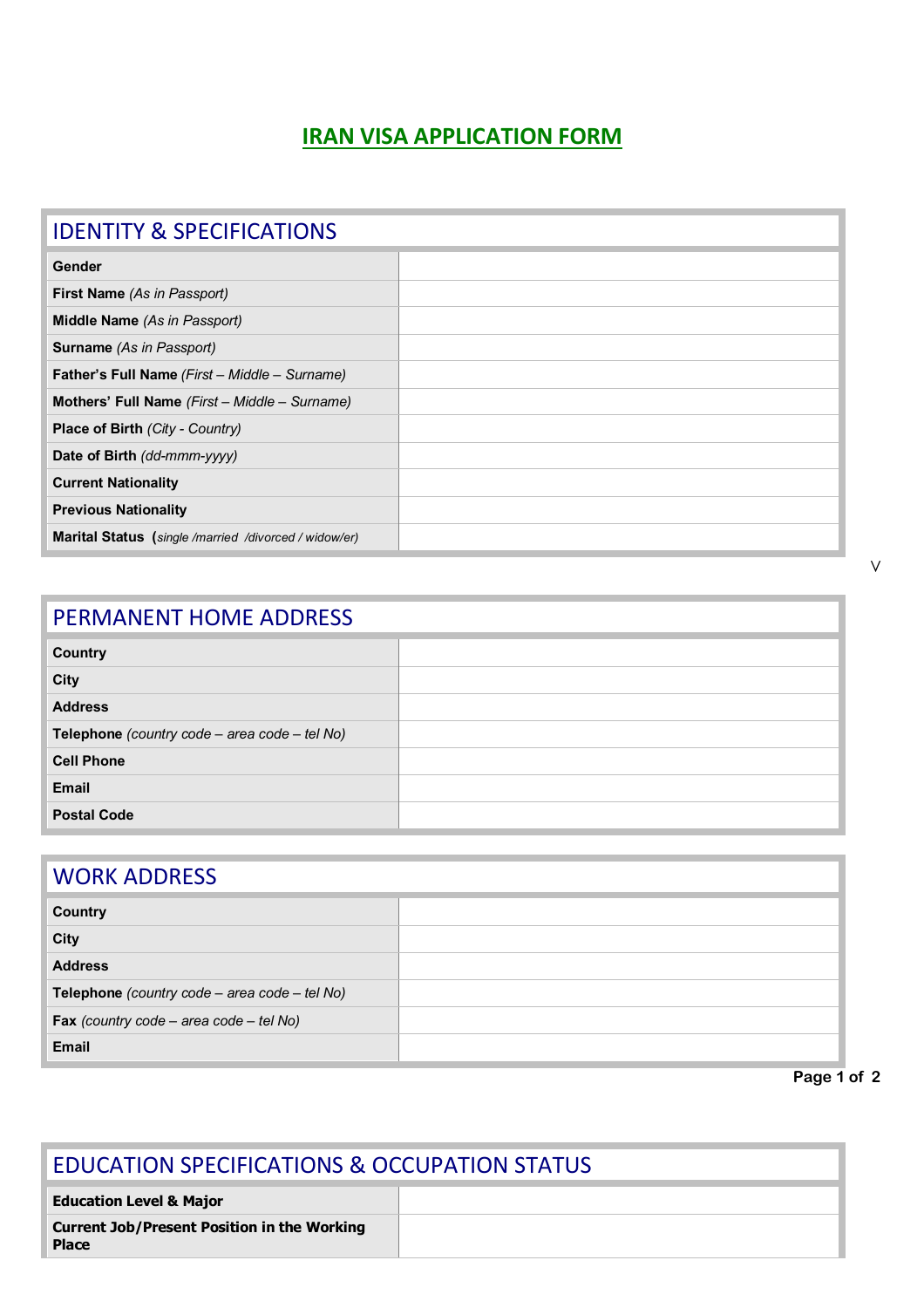# IRAN VISA APPLICATION FORM

| IDENTITY & SPECIFICATIONS | |
|---|---|
| **Gender** | |
| **First Name** *(As in Passport)* | |
| **Middle Name** *(As in Passport)* | |
| **Surname** *(As in Passport)* | |
| **Father's Full Name** *(First – Middle – Surname)* | |
| **Mothers' Full Name** *(First – Middle – Surname)* | |
| **Place of Birth** *(City - Country)* | |
| **Date of Birth** *(dd-mmm-yyyy)* | |
| **Current Nationality** | |
| **Previous Nationality** | |
| **Marital Status** (*single /married /divorced / widow/er)* | |

V

| PERMANENT HOME ADDRESS | |
|---|---|
| **Country** | |
| **City** | |
| **Address** | |
| **Telephone** *(country code – area code – tel No)* | |
| **Cell Phone** | |
| **Email** | |
| **Postal Code** | |

| WORK ADDRESS | |
|---|---|
| **Country** | |
| **City** | |
| **Address** | |
| **Telephone** *(country code – area code – tel No)* | |
| **Fax** *(country code – area code – tel No)* | |
| **Email** | |

| EDUCATION SPECIFICATIONS & OCCUPATION STATUS | |
|---|---|
| **Education Level & Major** | |
| **Current Job/Present Position in the Working Place** | |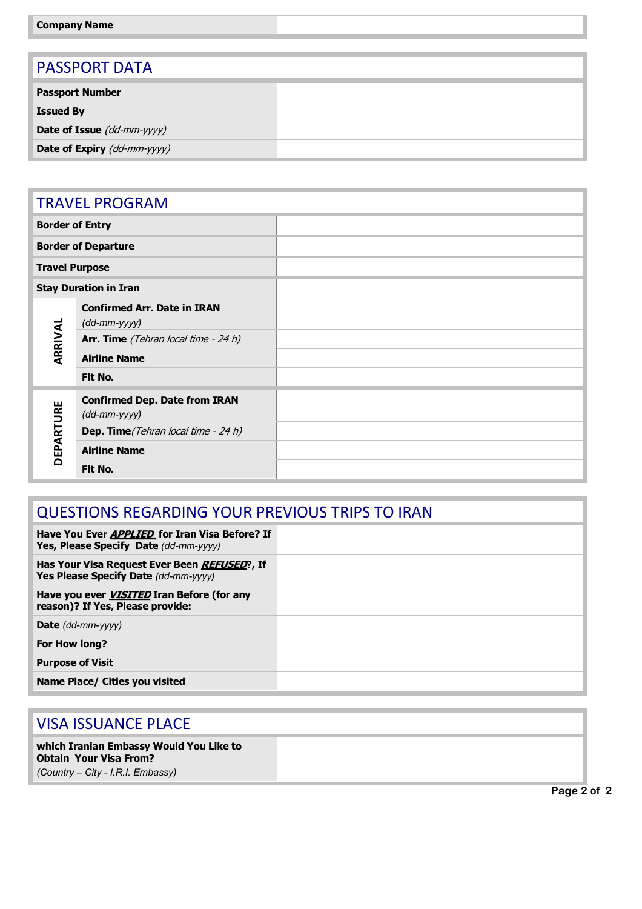| | |
|---|---|
| **Company Name** | |

## PASSPORT DATA

| | |
|---|---|
| **Passport Number** | |
| **Issued By** | |
| **Date of Issue** *(dd-mm-yyyy)* | |
| **Date of Expiry** *(dd-mm-yyyy)* | |

## TRAVEL PROGRAM

| | | |
|---|---|---|
| **Border of Entry** | | |
| **Border of Departure** | | |
| **Travel Purpose** | | |
| **Stay Duration in Iran** | | |
| **ARRIVAL** | **Confirmed Arr. Date in IRAN** *(dd-mm-yyyy)* | |
| | **Arr. Time** *(Tehran local time - 24 h)* | |
| | **Airline Name** | |
| | **Flt No.** | |
| **DEPARTURE** | **Confirmed Dep. Date from IRAN** *(dd-mm-yyyy)* | |
| | **Dep. Time** *(Tehran local time - 24 h)* | |
| | **Airline Name** | |
| | **Flt No.** | |

## QUESTIONS REGARDING YOUR PREVIOUS TRIPS TO IRAN

| | |
|---|---|
| **Have You Ever *APPLIED* for Iran Visa Before? If Yes, Please Specify Date** *(dd-mm-yyyy)* | |
| **Has Your Visa Request Ever Been *REFUSED*?, If Yes Please Specify Date** *(dd-mm-yyyy)* | |
| **Have you ever *VISITED* Iran Before (for any reason)? If Yes, Please provide:** | |
| **Date** *(dd-mm-yyyy)* | |
| **For How long?** | |
| **Purpose of Visit** | |
| **Name Place/ Cities you visited** | |

## VISA ISSUANCE PLACE

| | |
|---|---|
| **which Iranian Embassy Would You Like to Obtain Your Visa From?** *(Country – City - I.R.I. Embassy)* | |